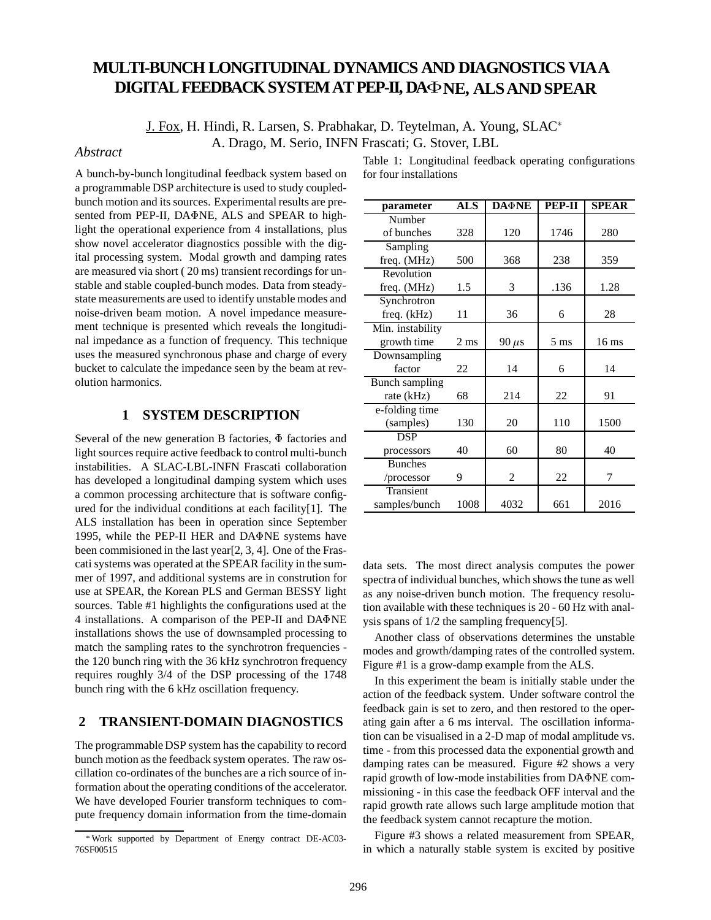# MULTI-BUNCH LONGITUDINAL DYNAMICS AND DIAGNOSTICS VIA A DIGITAL FEEDBACK SYSTEM AT PEP-II, DAΦNE, ALS AND SPEAR

J. Fox, H. Hindi, R. Larsen, S. Prabhakar, D. Teytelman, A. Young, SLAC*
A. Drago, M. Serio, INFN Frascati; G. Stover, LBL

### *Abstract*

A bunch-by-bunch longitudinal feedback system based on a programmable DSP architecture is used to study coupled-bunch motion and its sources. Experimental results are presented from PEP-II, DAΦNE, ALS and SPEAR to highlight the operational experience from 4 installations, plus show novel accelerator diagnostics possible with the digital processing system. Modal growth and damping rates are measured via short ( 20 ms) transient recordings for unstable and stable coupled-bunch modes. Data from steady-state measurements are used to identify unstable modes and noise-driven beam motion. A novel impedance measurement technique is presented which reveals the longitudinal impedance as a function of frequency. This technique uses the measured synchronous phase and charge of every bucket to calculate the impedance seen by the beam at revolution harmonics.

## 1 SYSTEM DESCRIPTION

Several of the new generation B factories, Φ factories and light sources require active feedback to control multi-bunch instabilities. A SLAC-LBL-INFN Frascati collaboration has developed a longitudinal damping system which uses a common processing architecture that is software configured for the individual conditions at each facility[1]. The ALS installation has been in operation since September 1995, while the PEP-II HER and DAΦNE systems have been commisioned in the last year[2, 3, 4]. One of the Frascati systems was operated at the SPEAR facility in the summer of 1997, and additional systems are in constrution for use at SPEAR, the Korean PLS and German BESSY light sources. Table #1 highlights the configurations used at the 4 installations. A comparison of the PEP-II and DAΦNE installations shows the use of downsampled processing to match the sampling rates to the synchrotron frequencies - the 120 bunch ring with the 36 kHz synchrotron frequency requires roughly 3/4 of the DSP processing of the 1748 bunch ring with the 6 kHz oscillation frequency.

## 2 TRANSIENT-DOMAIN DIAGNOSTICS

The programmable DSP system has the capability to record bunch motion as the feedback system operates. The raw oscillation co-ordinates of the bunches are a rich source of information about the operating conditions of the accelerator. We have developed Fourier transform techniques to compute frequency domain information from the time-domain data sets. The most direct analysis computes the power spectra of individual bunches, which shows the tune as well as any noise-driven bunch motion. The frequency resolution available with these techniques is 20 - 60 Hz with analysis spans of 1/2 the sampling frequency[5].

Table 1: Longitudinal feedback operating configurations for four installations

| parameter | ALS | DAΦNE | PEP-II | SPEAR |
|---|---|---|---|---|
| Number of bunches | 328 | 120 | 1746 | 280 |
| Sampling freq. (MHz) | 500 | 368 | 238 | 359 |
| Revolution freq. (MHz) | 1.5 | 3 | .136 | 1.28 |
| Synchrotron freq. (kHz) | 11 | 36 | 6 | 28 |
| Min. instability growth time | 2 ms | 90 $\mu$s | 5 ms | 16 ms |
| Downsampling factor | 22 | 14 | 6 | 14 |
| Bunch sampling rate (kHz) | 68 | 214 | 22 | 91 |
| e-folding time (samples) | 130 | 20 | 110 | 1500 |
| DSP processors | 40 | 60 | 80 | 40 |
| Bunches /processor | 9 | 2 | 22 | 7 |
| Transient samples/bunch | 1008 | 4032 | 661 | 2016 |

Another class of observations determines the unstable modes and growth/damping rates of the controlled system. Figure #1 is a grow-damp example from the ALS.

In this experiment the beam is initially stable under the action of the feedback system. Under software control the feedback gain is set to zero, and then restored to the operating gain after a 6 ms interval. The oscillation information can be visualised in a 2-D map of modal amplitude vs. time - from this processed data the exponential growth and damping rates can be measured. Figure #2 shows a very rapid growth of low-mode instabilities from DAΦNE commissioning - in this case the feedback OFF interval and the rapid growth rate allows such large amplitude motion that the feedback system cannot recapture the motion.

Figure #3 shows a related measurement from SPEAR, in which a naturally stable system is excited by positive

*Work supported by Department of Energy contract DE-AC03-76SF00515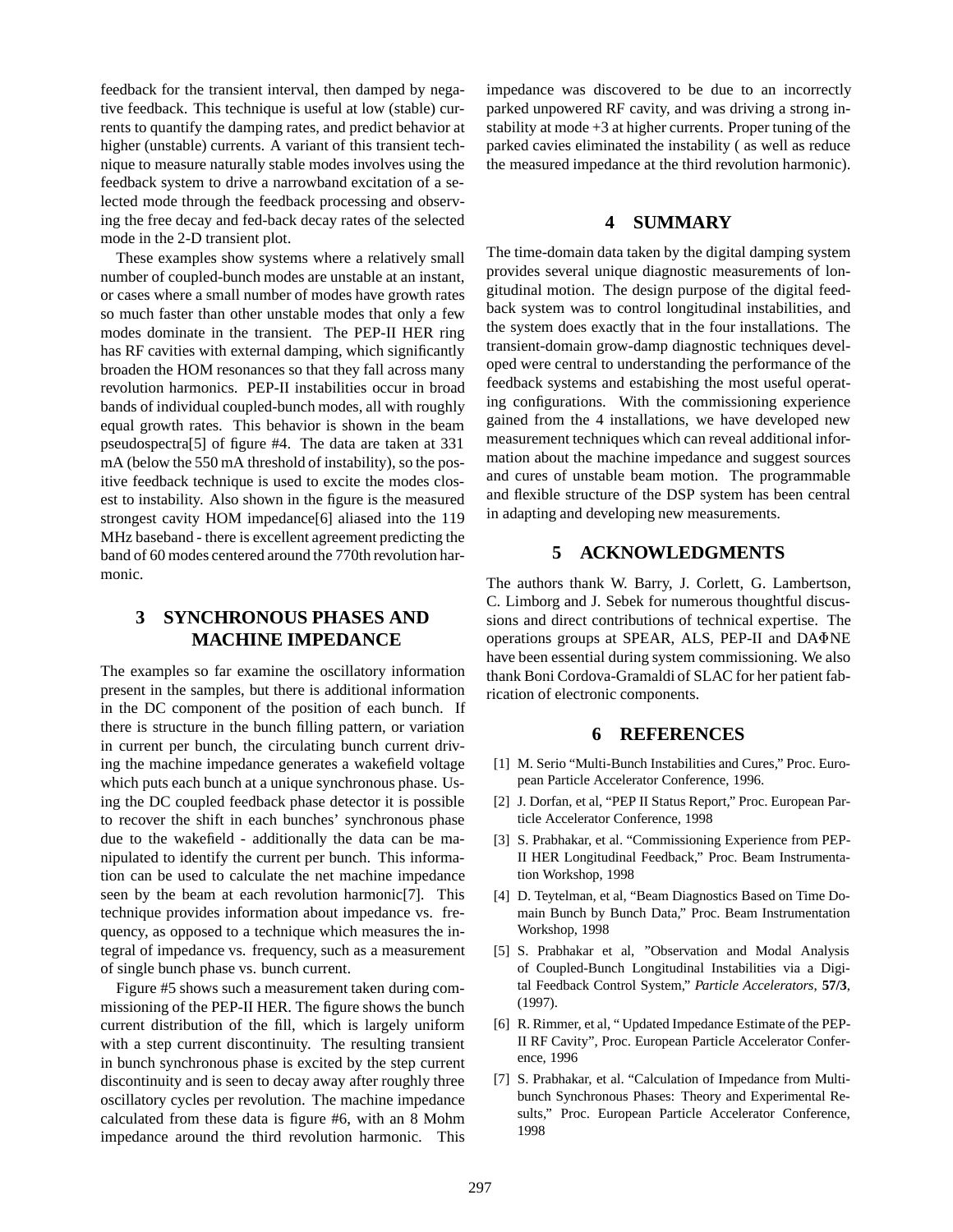feedback for the transient interval, then damped by negative feedback. This technique is useful at low (stable) currents to quantify the damping rates, and predict behavior at higher (unstable) currents. A variant of this transient technique to measure naturally stable modes involves using the feedback system to drive a narrowband excitation of a selected mode through the feedback processing and observing the free decay and fed-back decay rates of the selected mode in the 2-D transient plot.

These examples show systems where a relatively small number of coupled-bunch modes are unstable at an instant, or cases where a small number of modes have growth rates so much faster than other unstable modes that only a few modes dominate in the transient. The PEP-II HER ring has RF cavities with external damping, which significantly broaden the HOM resonances so that they fall across many revolution harmonics. PEP-II instabilities occur in broad bands of individual coupled-bunch modes, all with roughly equal growth rates. This behavior is shown in the beam pseudospectra[5] of figure #4. The data are taken at 331 mA (below the 550 mA threshold of instability), so the positive feedback technique is used to excite the modes closest to instability. Also shown in the figure is the measured strongest cavity HOM impedance[6] aliased into the 119 MHz baseband - there is excellent agreement predicting the band of 60 modes centered around the 770th revolution harmonic.

## 3 SYNCHRONOUS PHASES AND MACHINE IMPEDANCE

The examples so far examine the oscillatory information present in the samples, but there is additional information in the DC component of the position of each bunch. If there is structure in the bunch filling pattern, or variation in current per bunch, the circulating bunch current driving the machine impedance generates a wakefield voltage which puts each bunch at a unique synchronous phase. Using the DC coupled feedback phase detector it is possible to recover the shift in each bunches' synchronous phase due to the wakefield - additionally the data can be manipulated to identify the current per bunch. This information can be used to calculate the net machine impedance seen by the beam at each revolution harmonic[7]. This technique provides information about impedance vs. frequency, as opposed to a technique which measures the integral of impedance vs. frequency, such as a measurement of single bunch phase vs. bunch current.

Figure #5 shows such a measurement taken during commissioning of the PEP-II HER. The figure shows the bunch current distribution of the fill, which is largely uniform with a step current discontinuity. The resulting transient in bunch synchronous phase is excited by the step current discontinuity and is seen to decay away after roughly three oscillatory cycles per revolution. The machine impedance calculated from these data is figure #6, with an 8 Mohm impedance around the third revolution harmonic. This impedance was discovered to be due to an incorrectly parked unpowered RF cavity, and was driving a strong instability at mode +3 at higher currents. Proper tuning of the parked cavies eliminated the instability ( as well as reduce the measured impedance at the third revolution harmonic).

## 4 SUMMARY

The time-domain data taken by the digital damping system provides several unique diagnostic measurements of longitudinal motion. The design purpose of the digital feedback system was to control longitudinal instabilities, and the system does exactly that in the four installations. The transient-domain grow-damp diagnostic techniques developed were central to understanding the performance of the feedback systems and estabishing the most useful operating configurations. With the commissioning experience gained from the 4 installations, we have developed new measurement techniques which can reveal additional information about the machine impedance and suggest sources and cures of unstable beam motion. The programmable and flexible structure of the DSP system has been central in adapting and developing new measurements.

## 5 ACKNOWLEDGMENTS

The authors thank W. Barry, J. Corlett, G. Lambertson, C. Limborg and J. Sebek for numerous thoughtful discussions and direct contributions of technical expertise. The operations groups at SPEAR, ALS, PEP-II and DAΦNE have been essential during system commissioning. We also thank Boni Cordova-Gramaldi of SLAC for her patient fabrication of electronic components.

## 6 REFERENCES

[1] M. Serio "Multi-Bunch Instabilities and Cures," Proc. European Particle Accelerator Conference, 1996.

[2] J. Dorfan, et al, "PEP II Status Report," Proc. European Particle Accelerator Conference, 1998

[3] S. Prabhakar, et al. "Commissioning Experience from PEP-II HER Longitudinal Feedback," Proc. Beam Instrumentation Workshop, 1998

[4] D. Teytelman, et al, "Beam Diagnostics Based on Time Domain Bunch by Bunch Data," Proc. Beam Instrumentation Workshop, 1998

[5] S. Prabhakar et al, "Observation and Modal Analysis of Coupled-Bunch Longitudinal Instabilities via a Digital Feedback Control System," *Particle Accelerators*, **57/3**, (1997).

[6] R. Rimmer, et al, " Updated Impedance Estimate of the PEP-II RF Cavity", Proc. European Particle Accelerator Conference, 1996

[7] S. Prabhakar, et al. "Calculation of Impedance from Multibunch Synchronous Phases: Theory and Experimental Results," Proc. European Particle Accelerator Conference, 1998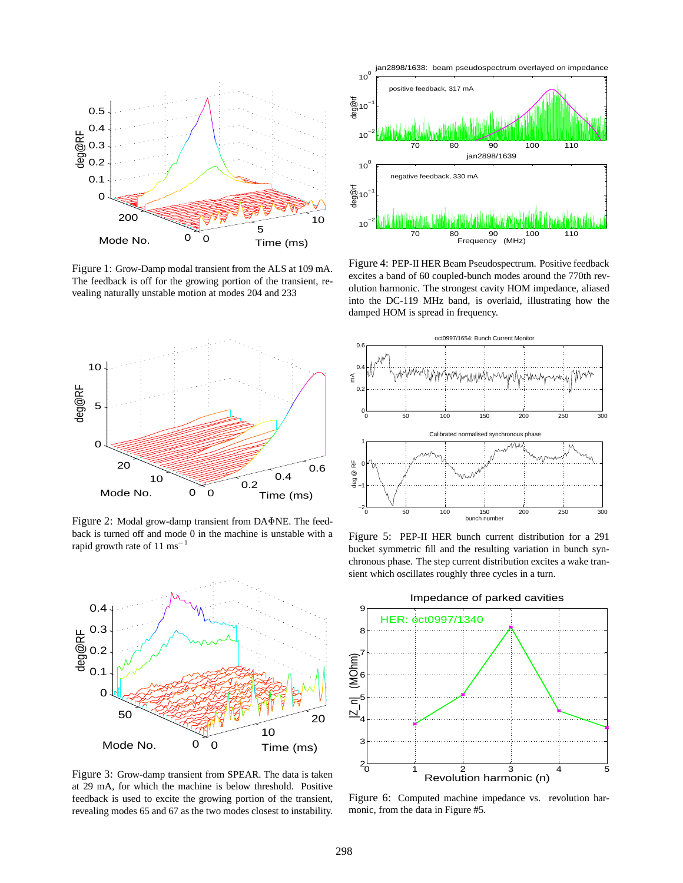0.5
0.4
0.3
0.2
0.1
0
deg@RF
200
Mode No.
0
0
5
10
Time (ms)

Figure 1: Grow-Damp modal transient from the ALS at 109 mA. The feedback is off for the growing portion of the transient, revealing naturally unstable motion at modes 204 and 233

10
5
0
deg@RF
20
10
Mode No.
0
0
0.2
0.4
0.6
Time (ms)

Figure 2: Modal grow-damp transient from DAΦNE. The feedback is turned off and mode 0 in the machine is unstable with a rapid growth rate of 11 ms$^{-1}$

0.4
0.3
0.2
0.1
0
deg@RF
50
Mode No.
0
0
10
20
Time (ms)

Figure 3: Grow-damp transient from SPEAR. The data is taken at 29 mA, for which the machine is below threshold. Positive feedback is used to excite the growing portion of the transient, revealing modes 65 and 67 as the two modes closest to instability.

jan2898/1638: beam pseudospectrum overlayed on impedance
positive feedback, 317 mA
deg@rf
$10^0$
$10^{-1}$
$10^{-2}$
70 80 90 100 110
jan2898/1639
negative feedback, 330 mA
deg@rf
$10^0$
$10^{-1}$
$10^{-2}$
70 80 90 100 110
Frequency (MHz)

Figure 4: PEP-II HER Beam Pseudospectrum. Positive feedback excites a band of 60 coupled-bunch modes around the 770th revolution harmonic. The strongest cavity HOM impedance, aliased into the DC-119 MHz band, is overlaid, illustrating how the damped HOM is spread in frequency.

oct0997/1654: Bunch Current Monitor
mA
0.6
0.4
0.2
0
0 50 100 150 200 250 300
Calibrated normalised synchronous phase
deg @ RF
1
0
-1
-2
0 50 100 150 200 250 300
bunch number

Figure 5: PEP-II HER bunch current distribution for a 291 bucket symmetric fill and the resulting variation in bunch synchronous phase. The step current distribution excites a wake transient which oscillates roughly three cycles in a turn.

Impedance of parked cavities
HER: oct0997/1340
|Z_n| (MOhm)
9
8
7
6
5
4
3
2
0 1 2 3 4 5
Revolution harmonic (n)

Figure 6: Computed machine impedance vs. revolution harmonic, from the data in Figure #5.